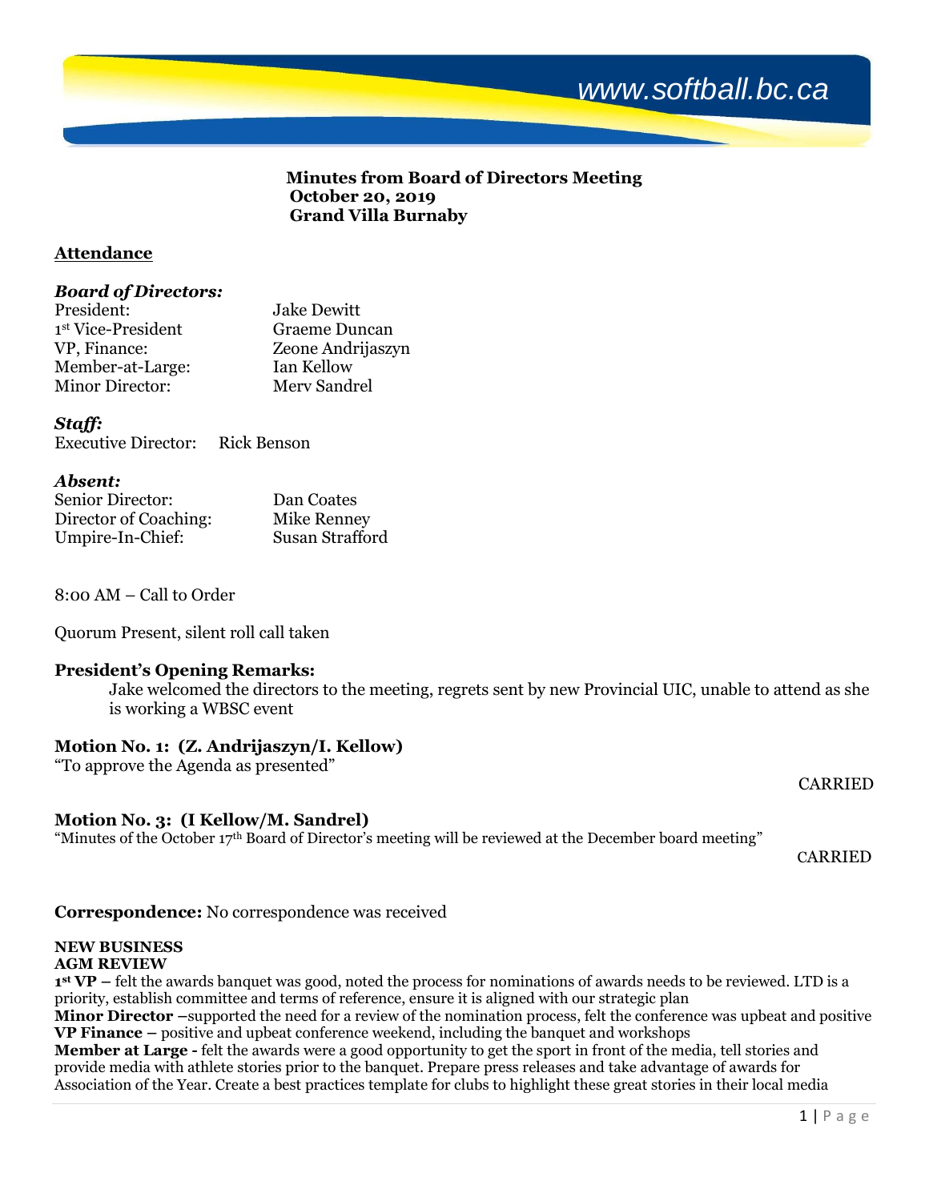www.softball.bc.ca

**Minutes from Board of Directors Meeting**
**October 20, 2019**
**Grand Villa Burnaby**

## Attendance

### *Board of Directors:*

| | |
|---|---|
| President: | Jake Dewitt |
| 1st Vice-President | Graeme Duncan |
| VP, Finance: | Zeone Andrijaszyn |
| Member-at-Large: | Ian Kellow |
| Minor Director: | Merv Sandrel |

### *Staff:*

Executive Director: Rick Benson

### *Absent:*

| | |
|---|---|
| Senior Director: | Dan Coates |
| Director of Coaching: | Mike Renney |
| Umpire-In-Chief: | Susan Strafford |

8:00 AM – Call to Order

Quorum Present, silent roll call taken

### President's Opening Remarks:

Jake welcomed the directors to the meeting, regrets sent by new Provincial UIC, unable to attend as she is working a WBSC event

### Motion No. 1: (Z. Andrijaszyn/I. Kellow)

"To approve the Agenda as presented"

CARRIED

### Motion No. 3: (I Kellow/M. Sandrel)

"Minutes of the October 17th Board of Director's meeting will be reviewed at the December board meeting"

CARRIED

**Correspondence:** No correspondence was received

**NEW BUSINESS**
**AGM REVIEW**

**1st VP –** felt the awards banquet was good, noted the process for nominations of awards needs to be reviewed. LTD is a priority, establish committee and terms of reference, ensure it is aligned with our strategic plan

**Minor Director –**supported the need for a review of the nomination process, felt the conference was upbeat and positive

**VP Finance –** positive and upbeat conference weekend, including the banquet and workshops

**Member at Large -** felt the awards were a good opportunity to get the sport in front of the media, tell stories and provide media with athlete stories prior to the banquet. Prepare press releases and take advantage of awards for Association of the Year. Create a best practices template for clubs to highlight these great stories in their local media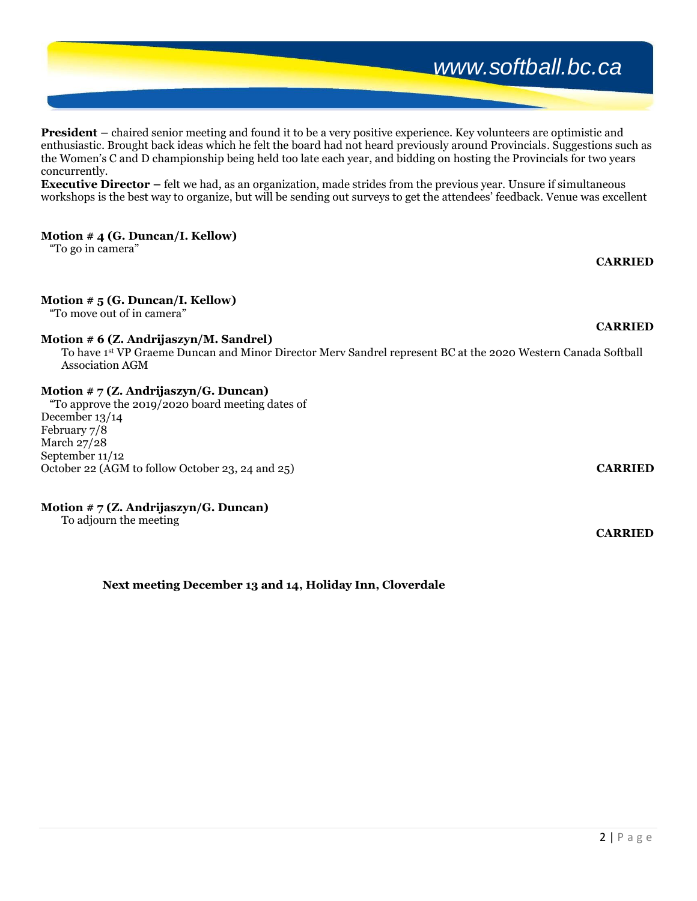**President** – chaired senior meeting and found it to be a very positive experience. Key volunteers are optimistic and enthusiastic. Brought back ideas which he felt the board had not heard previously around Provincials. Suggestions such as the Women's C and D championship being held too late each year, and bidding on hosting the Provincials for two years concurrently.

**Executive Director** – felt we had, as an organization, made strides from the previous year. Unsure if simultaneous workshops is the best way to organize, but will be sending out surveys to get the attendees' feedback. Venue was excellent

**Motion # 4 (G. Duncan/I. Kellow)**

"To go in camera"

**CARRIED**

**Motion # 5 (G. Duncan/I. Kellow)**

"To move out of in camera"

**CARRIED**

**Motion # 6 (Z. Andrijaszyn/M. Sandrel)**

To have 1st VP Graeme Duncan and Minor Director Merv Sandrel represent BC at the 2020 Western Canada Softball Association AGM

**Motion # 7 (Z. Andrijaszyn/G. Duncan)**

"To approve the 2019/2020 board meeting dates of
December 13/14
February 7/8
March 27/28
September 11/12
October 22 (AGM to follow October 23, 24 and 25)

**CARRIED**

**Motion # 7 (Z. Andrijaszyn/G. Duncan)**

To adjourn the meeting

**CARRIED**

**Next meeting December 13 and 14, Holiday Inn, Cloverdale**